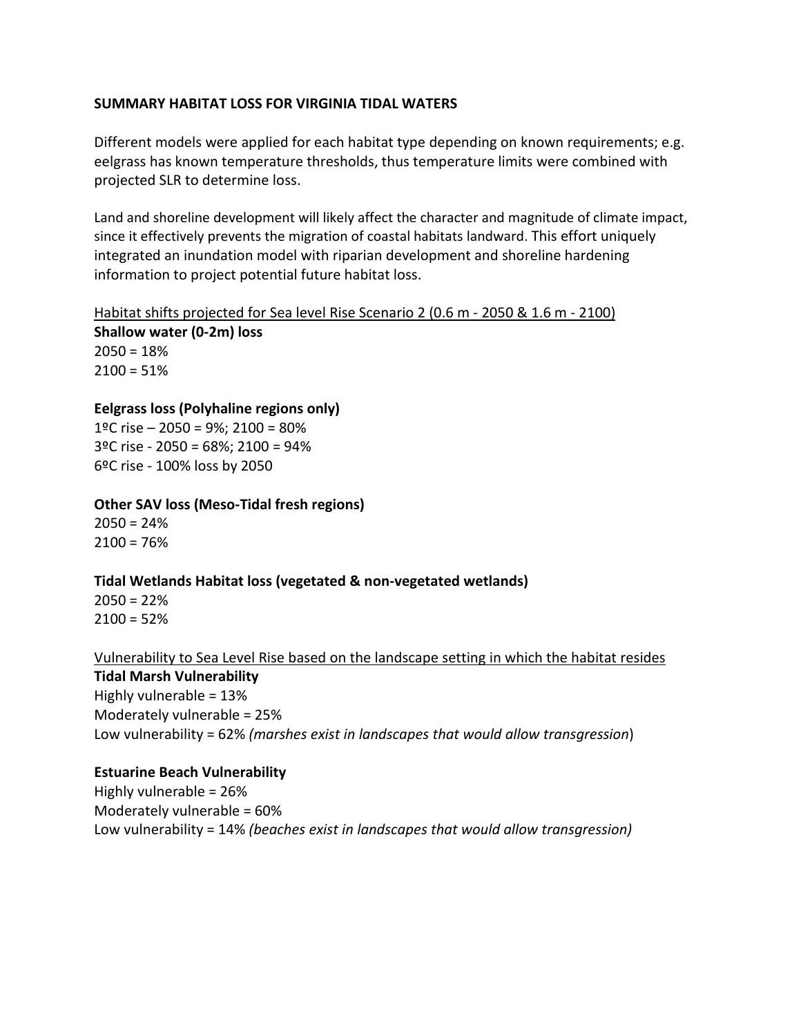**SUMMARY HABITAT LOSS FOR VIRGINIA TIDAL WATERS**

Different models were applied for each habitat type depending on known requirements; e.g. eelgrass has known temperature thresholds, thus temperature limits were combined with projected SLR to determine loss.

Land and shoreline development will likely affect the character and magnitude of climate impact, since it effectively prevents the migration of coastal habitats landward. This effort uniquely integrated an inundation model with riparian development and shoreline hardening information to project potential future habitat loss.

<u>Habitat shifts projected for Sea level Rise Scenario 2 (0.6 m - 2050 & 1.6 m - 2100)</u>

**Shallow water (0-2m) loss**
2050 = 18%
2100 = 51%

**Eelgrass loss (Polyhaline regions only)**
1ºC rise – 2050 = 9%; 2100 = 80%
3ºC rise - 2050 = 68%; 2100 = 94%
6ºC rise - 100% loss by 2050

**Other SAV loss (Meso-Tidal fresh regions)**
2050 = 24%
2100 = 76%

**Tidal Wetlands Habitat loss (vegetated & non-vegetated wetlands)**
2050 = 22%
2100 = 52%

<u>Vulnerability to Sea Level Rise based on the landscape setting in which the habitat resides</u>

**Tidal Marsh Vulnerability**
Highly vulnerable = 13%
Moderately vulnerable = 25%
Low vulnerability = 62% *(marshes exist in landscapes that would allow transgression)*

**Estuarine Beach Vulnerability**
Highly vulnerable = 26%
Moderately vulnerable = 60%
Low vulnerability = 14% *(beaches exist in landscapes that would allow transgression)*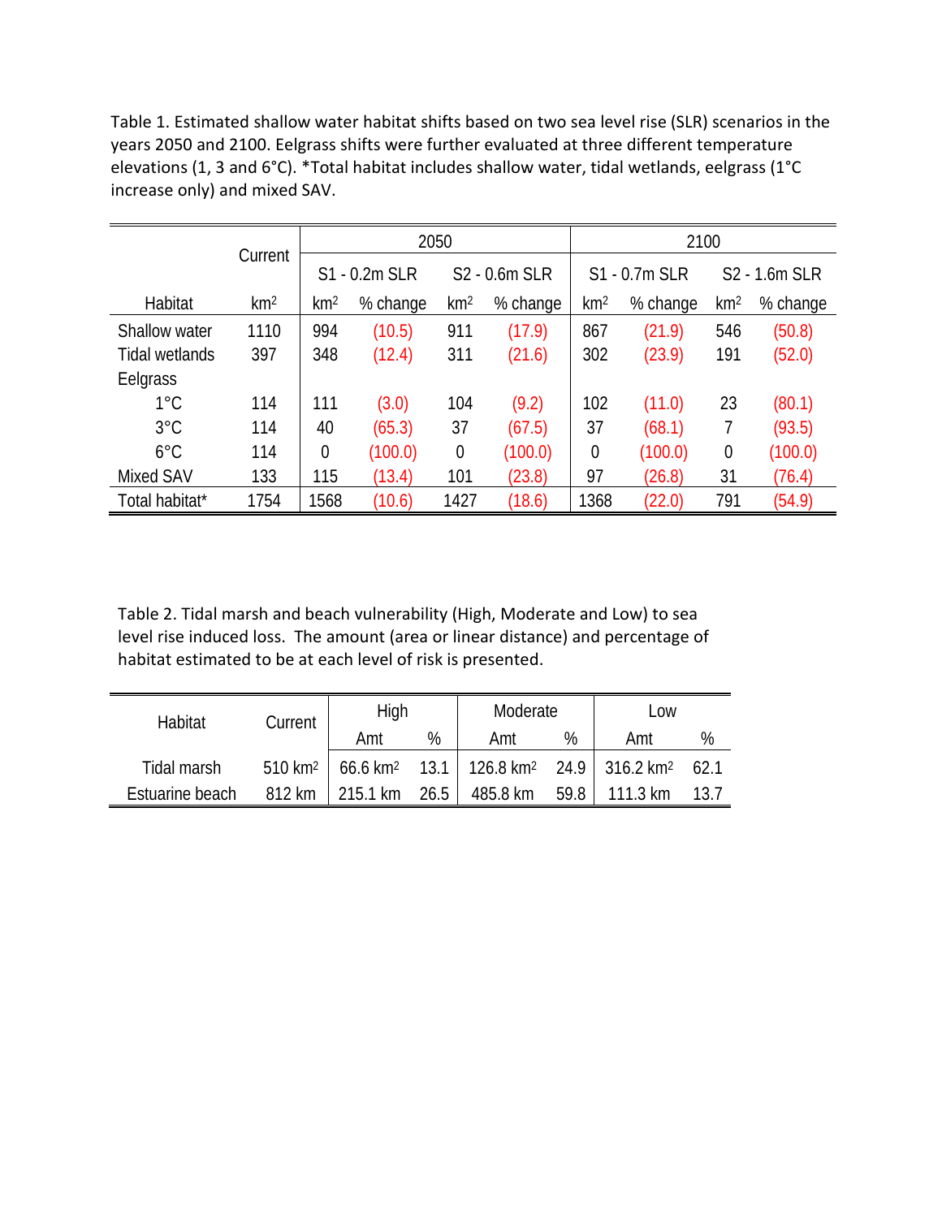Table 1. Estimated shallow water habitat shifts based on two sea level rise (SLR) scenarios in the years 2050 and 2100. Eelgrass shifts were further evaluated at three different temperature elevations (1, 3 and 6°C). *Total habitat includes shallow water, tidal wetlands, eelgrass (1°C increase only) and mixed SAV.

| Habitat | Current | 2050 | | | | 2100 | | | |
|---|---|---|---|---|---|---|---|---|---|
| | | S1 - 0.2m SLR | | S2 - 0.6m SLR | | S1 - 0.7m SLR | | S2 - 1.6m SLR | |
| | km$^2$ | km$^2$ | % change | km$^2$ | % change | km$^2$ | % change | km$^2$ | % change |
| Shallow water | 1110 | 994 | (10.5) | 911 | (17.9) | 867 | (21.9) | 546 | (50.8) |
| Tidal wetlands | 397 | 348 | (12.4) | 311 | (21.6) | 302 | (23.9) | 191 | (52.0) |
| Eelgrass | | | | | | | | | |
| 1°C | 114 | 111 | (3.0) | 104 | (9.2) | 102 | (11.0) | 23 | (80.1) |
| 3°C | 114 | 40 | (65.3) | 37 | (67.5) | 37 | (68.1) | 7 | (93.5) |
| 6°C | 114 | 0 | (100.0) | 0 | (100.0) | 0 | (100.0) | 0 | (100.0) |
| Mixed SAV | 133 | 115 | (13.4) | 101 | (23.8) | 97 | (26.8) | 31 | (76.4) |
| Total habitat* | 1754 | 1568 | (10.6) | 1427 | (18.6) | 1368 | (22.0) | 791 | (54.9) |

Table 2. Tidal marsh and beach vulnerability (High, Moderate and Low) to sea level rise induced loss. The amount (area or linear distance) and percentage of habitat estimated to be at each level of risk is presented.

| Habitat | Current | High | | Moderate | | Low | |
|---|---|---|---|---|---|---|---|
| | | Amt | % | Amt | % | Amt | % |
| Tidal marsh | 510 km$^2$ | 66.6 km$^2$ | 13.1 | 126.8 km$^2$ | 24.9 | 316.2 km$^2$ | 62.1 |
| Estuarine beach | 812 km | 215.1 km | 26.5 | 485.8 km | 59.8 | 111.3 km | 13.7 |